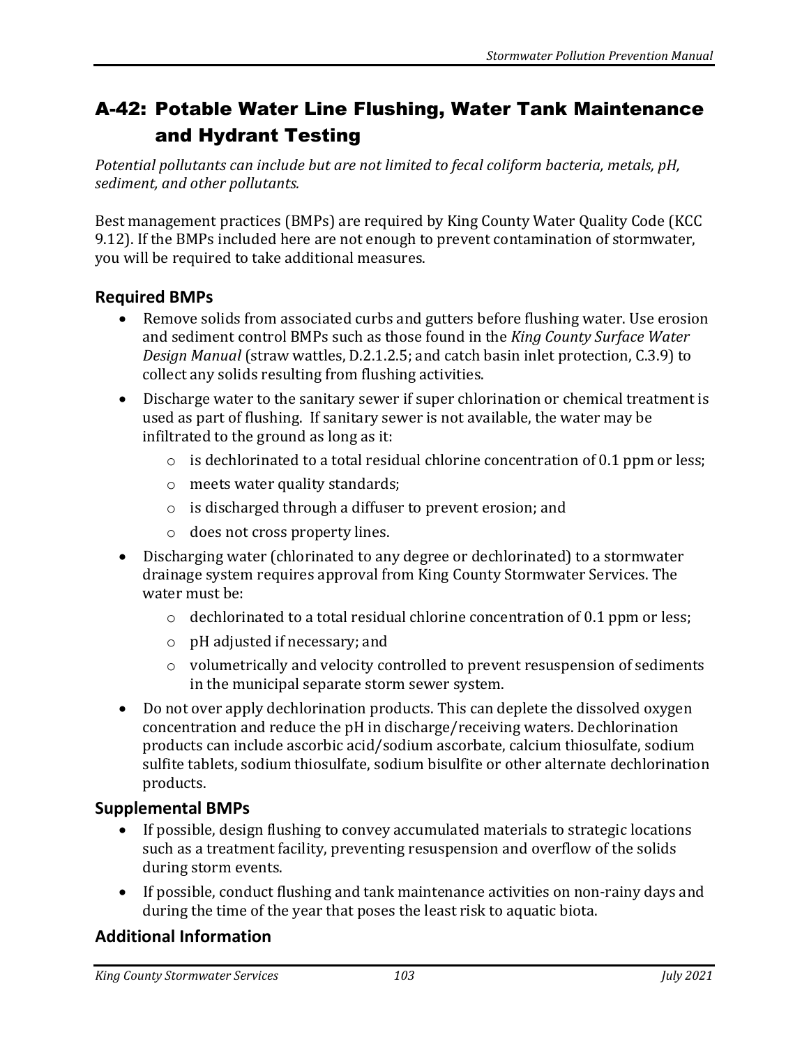# A-42: Potable Water Line Flushing, Water Tank Maintenance and Hydrant Testing

*Potential pollutants can include but are not limited to fecal coliform bacteria, metals, pH, sediment, and other pollutants.*

Best management practices (BMPs) are required by King County Water Quality Code (KCC 9.12). If the BMPs included here are not enough to prevent contamination of stormwater, you will be required to take additional measures.

## Required BMPs

- Remove solids from associated curbs and gutters before flushing water. Use erosion and sediment control BMPs such as those found in the *King County Surface Water Design Manual* (straw wattles, D.2.1.2.5; and catch basin inlet protection, C.3.9) to collect any solids resulting from flushing activities.
- Discharge water to the sanitary sewer if super chlorination or chemical treatment is used as part of flushing. If sanitary sewer is not available, the water may be infiltrated to the ground as long as it:
  - is dechlorinated to a total residual chlorine concentration of 0.1 ppm or less;
  - meets water quality standards;
  - is discharged through a diffuser to prevent erosion; and
  - does not cross property lines.
- Discharging water (chlorinated to any degree or dechlorinated) to a stormwater drainage system requires approval from King County Stormwater Services. The water must be:
  - dechlorinated to a total residual chlorine concentration of 0.1 ppm or less;
  - pH adjusted if necessary; and
  - volumetrically and velocity controlled to prevent resuspension of sediments in the municipal separate storm sewer system.
- Do not over apply dechlorination products. This can deplete the dissolved oxygen concentration and reduce the pH in discharge/receiving waters. Dechlorination products can include ascorbic acid/sodium ascorbate, calcium thiosulfate, sodium sulfite tablets, sodium thiosulfate, sodium bisulfite or other alternate dechlorination products.

## Supplemental BMPs

- If possible, design flushing to convey accumulated materials to strategic locations such as a treatment facility, preventing resuspension and overflow of the solids during storm events.
- If possible, conduct flushing and tank maintenance activities on non-rainy days and during the time of the year that poses the least risk to aquatic biota.

## Additional Information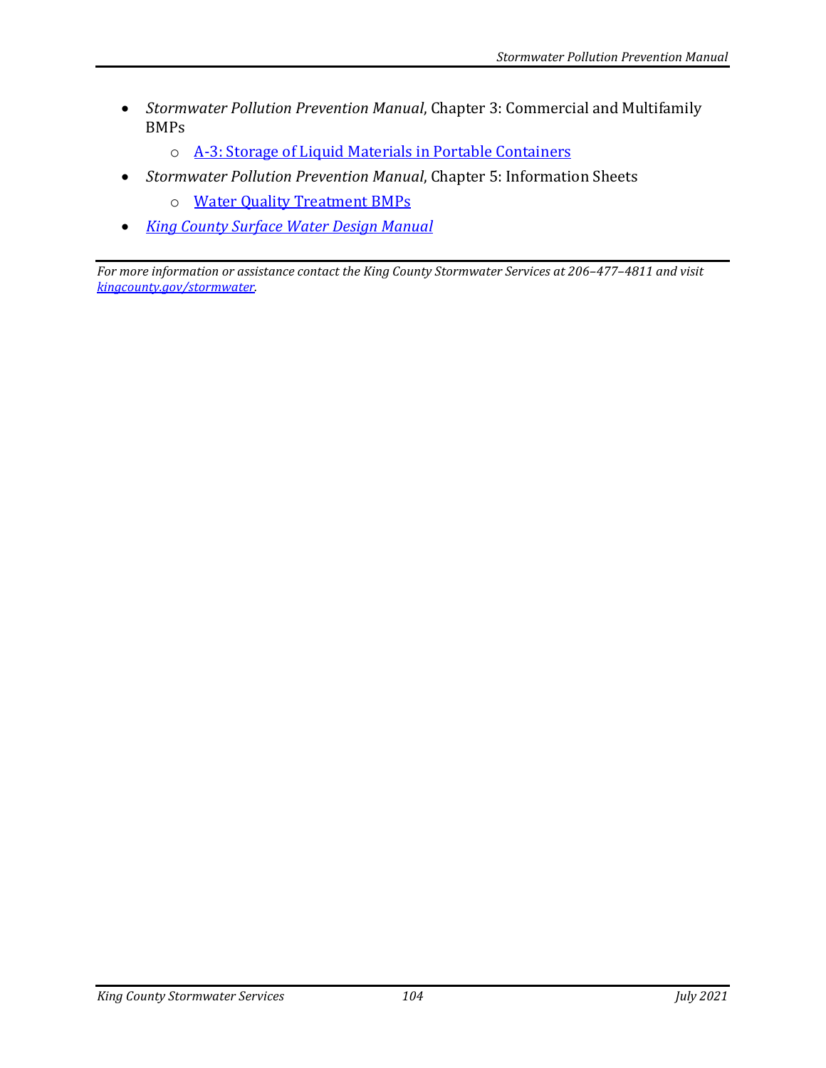- *Stormwater Pollution Prevention Manual*, Chapter 3: Commercial and Multifamily BMPs
  - A-3: Storage of Liquid Materials in Portable Containers
- *Stormwater Pollution Prevention Manual*, Chapter 5: Information Sheets
  - Water Quality Treatment BMPs
- *King County Surface Water Design Manual*

*For more information or assistance contact the King County Stormwater Services at 206–477–4811 and visit kingcounty.gov/stormwater.*